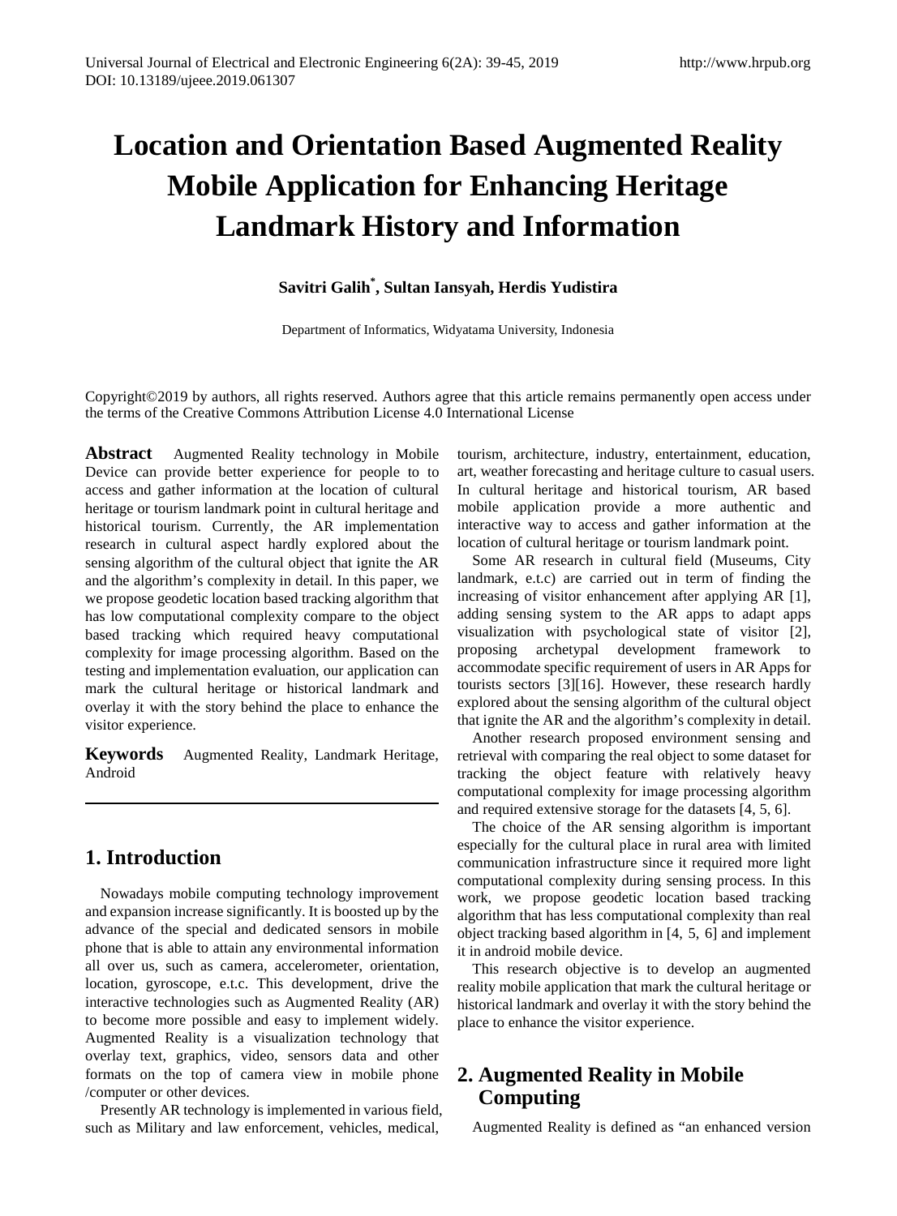# Location and Orientation Based Augmented Reality Mobile Application for Enhancing Heritage Landmark History and Information

**Savitri Galih[*], Sultan Iansyah, Herdis Yudistira**

Department of Informatics, Widyatama University, Indonesia

Copyright©2019 by authors, all rights reserved. Authors agree that this article remains permanently open access under the terms of the Creative Commons Attribution License 4.0 International License

**Abstract** Augmented Reality technology in Mobile Device can provide better experience for people to to access and gather information at the location of cultural heritage or tourism landmark point in cultural heritage and historical tourism. Currently, the AR implementation research in cultural aspect hardly explored about the sensing algorithm of the cultural object that ignite the AR and the algorithm's complexity in detail. In this paper, we we propose geodetic location based tracking algorithm that has low computational complexity compare to the object based tracking which required heavy computational complexity for image processing algorithm. Based on the testing and implementation evaluation, our application can mark the cultural heritage or historical landmark and overlay it with the story behind the place to enhance the visitor experience.

**Keywords** Augmented Reality, Landmark Heritage, Android

## 1. Introduction

Nowadays mobile computing technology improvement and expansion increase significantly. It is boosted up by the advance of the special and dedicated sensors in mobile phone that is able to attain any environmental information all over us, such as camera, accelerometer, orientation, location, gyroscope, e.t.c. This development, drive the interactive technologies such as Augmented Reality (AR) to become more possible and easy to implement widely. Augmented Reality is a visualization technology that overlay text, graphics, video, sensors data and other formats on the top of camera view in mobile phone /computer or other devices.

Presently AR technology is implemented in various field, such as Military and law enforcement, vehicles, medical, tourism, architecture, industry, entertainment, education, art, weather forecasting and heritage culture to casual users. In cultural heritage and historical tourism, AR based mobile application provide a more authentic and interactive way to access and gather information at the location of cultural heritage or tourism landmark point.

Some AR research in cultural field (Museums, City landmark, e.t.c) are carried out in term of finding the increasing of visitor enhancement after applying AR [1], adding sensing system to the AR apps to adapt apps visualization with psychological state of visitor [2], proposing archetypal development framework to accommodate specific requirement of users in AR Apps for tourists sectors [3][16]. However, these research hardly explored about the sensing algorithm of the cultural object that ignite the AR and the algorithm's complexity in detail.

Another research proposed environment sensing and retrieval with comparing the real object to some dataset for tracking the object feature with relatively heavy computational complexity for image processing algorithm and required extensive storage for the datasets [4, 5, 6].

The choice of the AR sensing algorithm is important especially for the cultural place in rural area with limited communication infrastructure since it required more light computational complexity during sensing process. In this work, we propose geodetic location based tracking algorithm that has less computational complexity than real object tracking based algorithm in [4, 5, 6] and implement it in android mobile device.

This research objective is to develop an augmented reality mobile application that mark the cultural heritage or historical landmark and overlay it with the story behind the place to enhance the visitor experience.

## 2. Augmented Reality in Mobile Computing

Augmented Reality is defined as "an enhanced version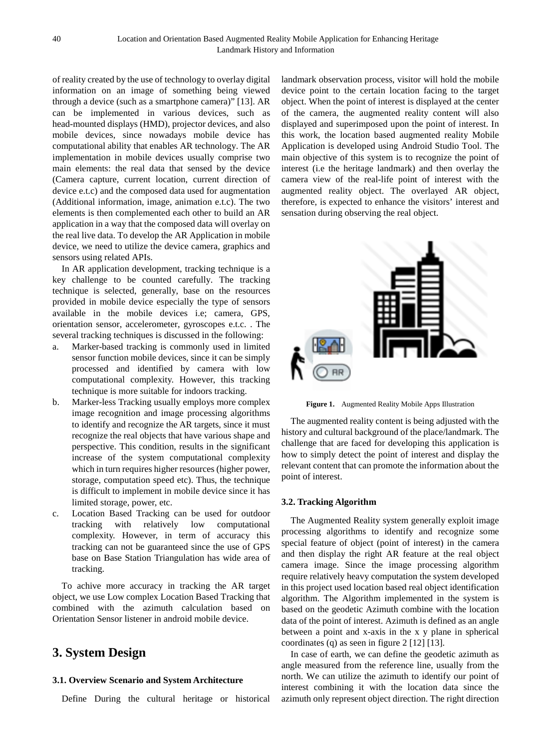of reality created by the use of technology to overlay digital information on an image of something being viewed through a device (such as a smartphone camera)" [13]. AR can be implemented in various devices, such as head-mounted displays (HMD), projector devices, and also mobile devices, since nowadays mobile device has computational ability that enables AR technology. The AR implementation in mobile devices usually comprise two main elements: the real data that sensed by the device (Camera capture, current location, current direction of device e.t.c) and the composed data used for augmentation (Additional information, image, animation e.t.c). The two elements is then complemented each other to build an AR application in a way that the composed data will overlay on the real live data. To develop the AR Application in mobile device, we need to utilize the device camera, graphics and sensors using related APIs.

In AR application development, tracking technique is a key challenge to be counted carefully. The tracking technique is selected, generally, base on the resources provided in mobile device especially the type of sensors available in the mobile devices i.e; camera, GPS, orientation sensor, accelerometer, gyroscopes e.t.c. . The several tracking techniques is discussed in the following:

a. Marker-based tracking is commonly used in limited sensor function mobile devices, since it can be simply processed and identified by camera with low computational complexity. However, this tracking technique is more suitable for indoors tracking.
b. Marker-less Tracking usually employs more complex image recognition and image processing algorithms to identify and recognize the AR targets, since it must recognize the real objects that have various shape and perspective. This condition, results in the significant increase of the system computational complexity which in turn requires higher resources (higher power, storage, computation speed etc). Thus, the technique is difficult to implement in mobile device since it has limited storage, power, etc.
c. Location Based Tracking can be used for outdoor tracking with relatively low computational complexity. However, in term of accuracy this tracking can not be guaranteed since the use of GPS base on Base Station Triangulation has wide area of tracking.

To achive more accuracy in tracking the AR target object, we use Low complex Location Based Tracking that combined with the azimuth calculation based on Orientation Sensor listener in android mobile device.

# 3. System Design

### 3.1. Overview Scenario and System Architecture

Define During the cultural heritage or historical landmark observation process, visitor will hold the mobile device point to the certain location facing to the target object. When the point of interest is displayed at the center of the camera, the augmented reality content will also displayed and superimposed upon the point of interest. In this work, the location based augmented reality Mobile Application is developed using Android Studio Tool. The main objective of this system is to recognize the point of interest (i.e the heritage landmark) and then overlay the camera view of the real-life point of interest with the augmented reality object. The overlayed AR object, therefore, is expected to enhance the visitors' interest and sensation during observing the real object.

**Figure 1.** Augmented Reality Mobile Apps Illustration

The augmented reality content is being adjusted with the history and cultural background of the place/landmark. The challenge that are faced for developing this application is how to simply detect the point of interest and display the relevant content that can promote the information about the point of interest.

### 3.2. Tracking Algorithm

The Augmented Reality system generally exploit image processing algorithms to identify and recognize some special feature of object (point of interest) in the camera and then display the right AR feature at the real object camera image. Since the image processing algorithm require relatively heavy computation the system developed in this project used location based real object identification algorithm. The Algorithm implemented in the system is based on the geodetic Azimuth combine with the location data of the point of interest. Azimuth is defined as an angle between a point and x-axis in the x y plane in spherical coordinates (q) as seen in figure 2 [12] [13].

In case of earth, we can define the geodetic azimuth as angle measured from the reference line, usually from the north. We can utilize the azimuth to identify our point of interest combining it with the location data since the azimuth only represent object direction. The right direction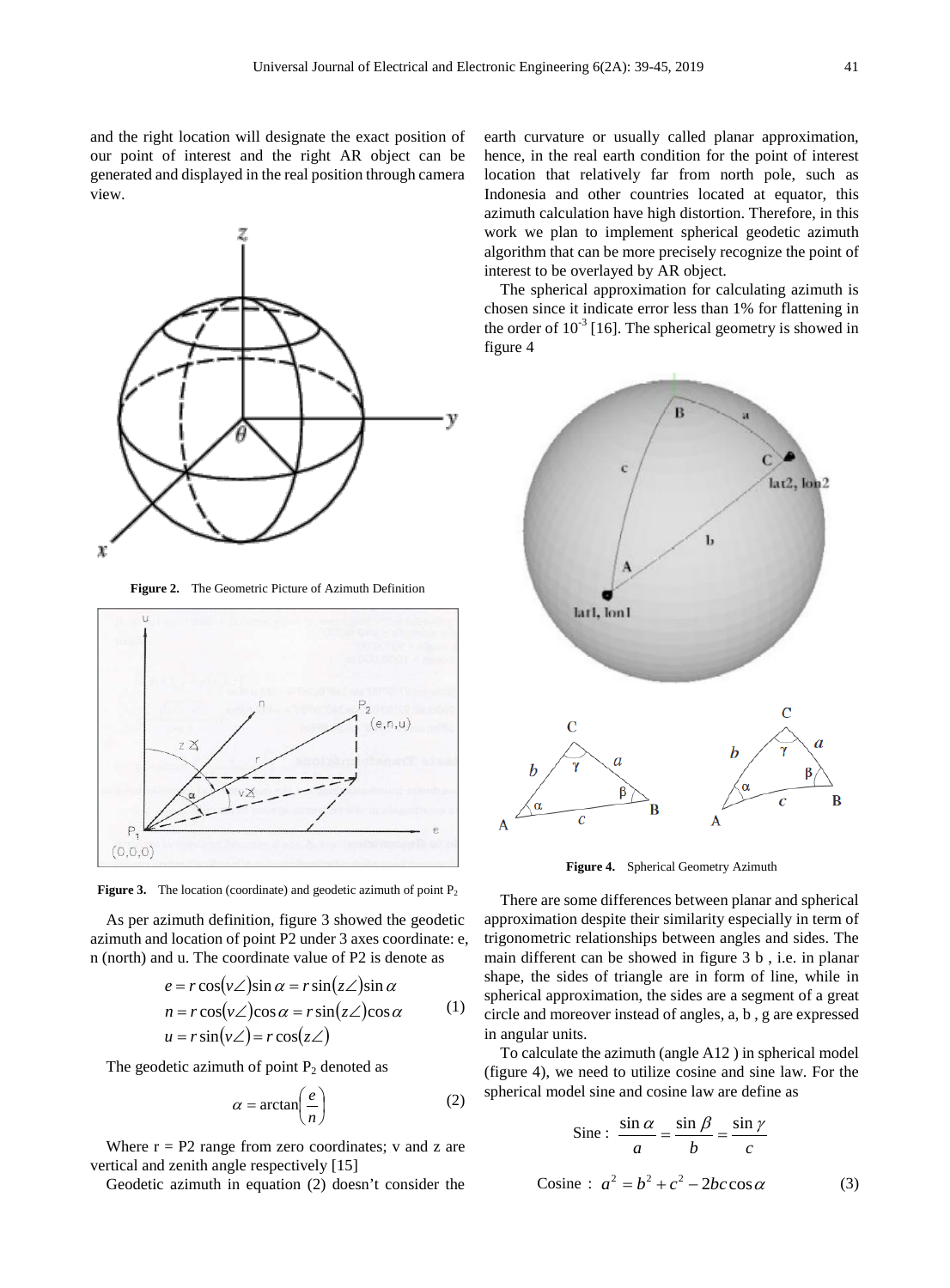and the right location will designate the exact position of our point of interest and the right AR object can be generated and displayed in the real position through camera view.

**Figure 2.** The Geometric Picture of Azimuth Definition

**Figure 3.** The location (coordinate) and geodetic azimuth of point $P_2$

As per azimuth definition, figure 3 showed the geodetic azimuth and location of point P2 under 3 axes coordinate: e, n (north) and u. The coordinate value of P2 is denote as

$$
\begin{aligned}
e &= r\cos(v\angle)\sin\alpha = r\sin(z\angle)\sin\alpha \\
n &= r\cos(v\angle)\cos\alpha = r\sin(z\angle)\cos\alpha \\
u &= r\sin(v\angle) = r\cos(z\angle)
\end{aligned}
\qquad (1)
$$

The geodetic azimuth of point $P_2$ denoted as

$$
\alpha = \arctan\left(\frac{e}{n}\right) \qquad (2)
$$

Where r = P2 range from zero coordinates; v and z are vertical and zenith angle respectively [15]

Geodetic azimuth in equation (2) doesn't consider the earth curvature or usually called planar approximation, hence, in the real earth condition for the point of interest location that relatively far from north pole, such as Indonesia and other countries located at equator, this azimuth calculation have high distortion. Therefore, in this work we plan to implement spherical geodetic azimuth algorithm that can be more precisely recognize the point of interest to be overlayed by AR object.

The spherical approximation for calculating azimuth is chosen since it indicate error less than 1% for flattening in the order of $10^{-3}$ [16]. The spherical geometry is showed in figure 4

**Figure 4.** Spherical Geometry Azimuth

There are some differences between planar and spherical approximation despite their similarity especially in term of trigonometric relationships between angles and sides. The main different can be showed in figure 3 b , i.e. in planar shape, the sides of triangle are in form of line, while in spherical approximation, the sides are a segment of a great circle and moreover instead of angles, a, b , g are expressed in angular units.

To calculate the azimuth (angle A12 ) in spherical model (figure 4), we need to utilize cosine and sine law. For the spherical model sine and cosine law are define as

$$
\text{Sine : } \frac{\sin\alpha}{a} = \frac{\sin\beta}{b} = \frac{\sin\gamma}{c}
$$

$$
\text{Cosine : } a^2 = b^2 + c^2 - 2bc\cos\alpha \qquad (3)
$$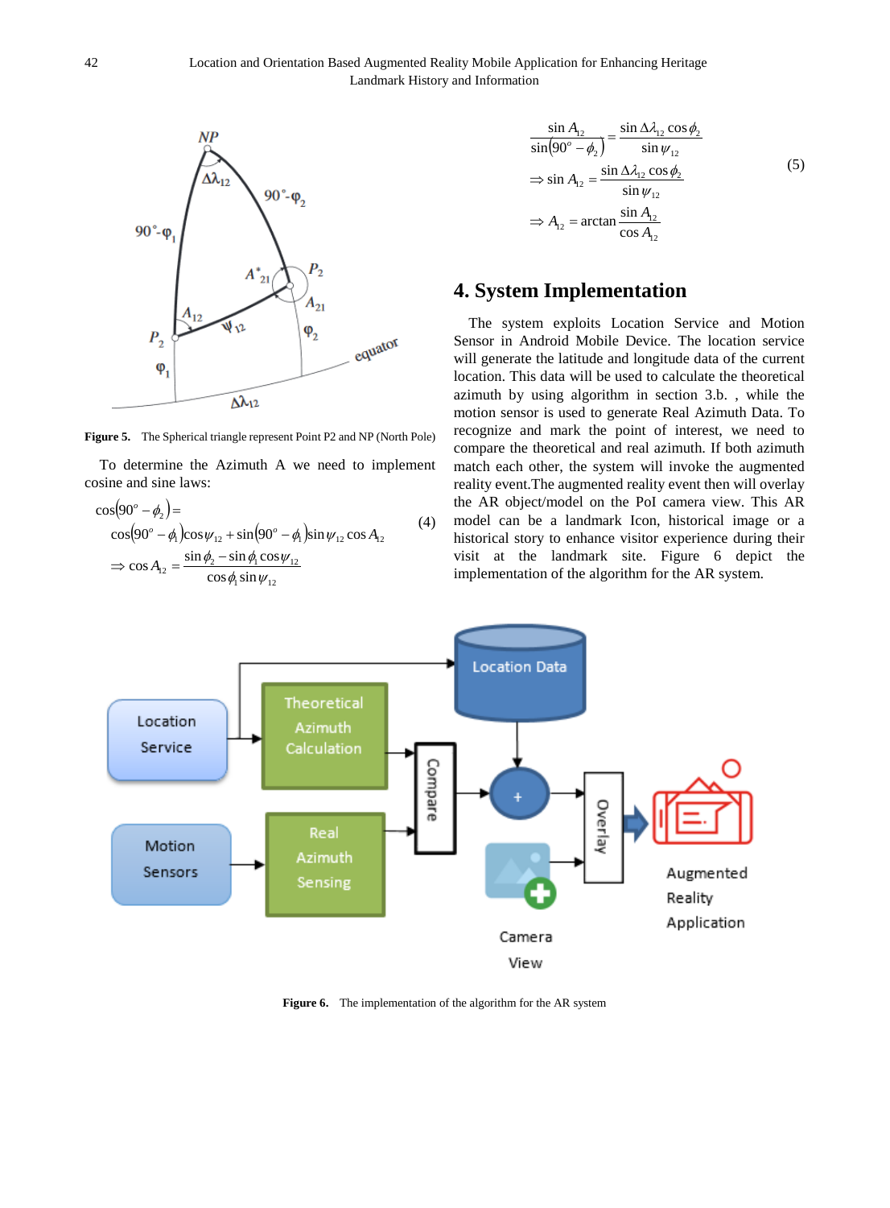Figure 5. The Spherical triangle represent Point P2 and NP (North Pole)

To determine the Azimuth A we need to implement cosine and sine laws:

$$\cos(90^o - \phi_2) = \cos(90^o - \phi_1)\cos\psi_{12} + \sin(90^o - \phi_1)\sin\psi_{12}\cos A_{12} \quad (4)$$
$$\Rightarrow \cos A_{12} = \frac{\sin\phi_2 - \sin\phi_1\cos\psi_{12}}{\cos\phi_1\sin\psi_{12}}$$

$$\frac{\sin A_{12}}{\sin(90^o - \phi_2)} = \frac{\sin\Delta\lambda_{12}\cos\phi_2}{\sin\psi_{12}}$$
$$\Rightarrow \sin A_{12} = \frac{\sin\Delta\lambda_{12}\cos\phi_2}{\sin\psi_{12}} \quad (5)$$
$$\Rightarrow A_{12} = \arctan\frac{\sin A_{12}}{\cos A_{12}}$$

## 4. System Implementation

The system exploits Location Service and Motion Sensor in Android Mobile Device. The location service will generate the latitude and longitude data of the current location. This data will be used to calculate the theoretical azimuth by using algorithm in section 3.b. , while the motion sensor is used to generate Real Azimuth Data. To recognize and mark the point of interest, we need to compare the theoretical and real azimuth. If both azimuth match each other, the system will invoke the augmented reality event.The augmented reality event then will overlay the AR object/model on the PoI camera view. This AR model can be a landmark Icon, historical image or a historical story to enhance visitor experience during their visit at the landmark site. Figure 6 depict the implementation of the algorithm for the AR system.

Figure 6. The implementation of the algorithm for the AR system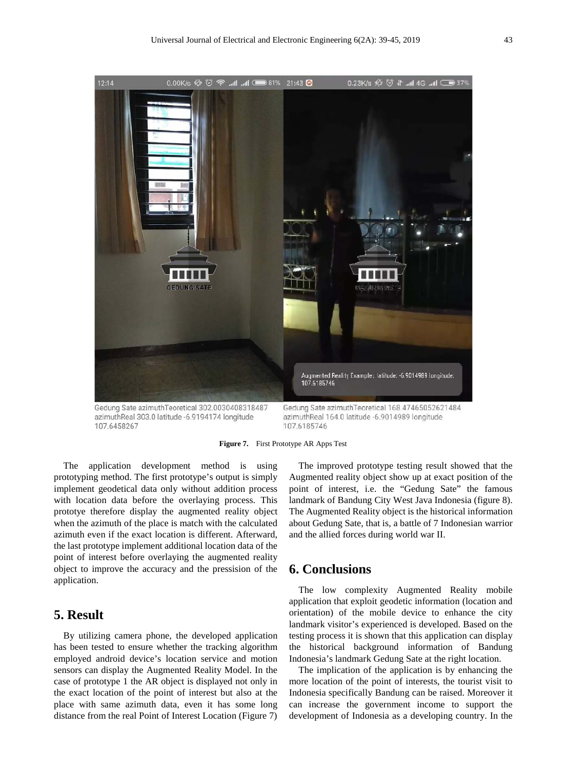Gedung Sate azimuthTeoretical 302.0030408318487 azimuthReal 303.0 latitude -6.9194174 longitude 107.6458267

Gedung Sate azimuthTeoretical 168.47465052621484 azimuthReal 164.0 latitude -6.9014989 longitude 107.6185746

**Figure 7.** First Prototype AR Apps Test

The application development method is using prototyping method. The first prototype's output is simply implement geodetical data only without addition process with location data before the overlaying process. This prototye therefore display the augmented reality object when the azimuth of the place is match with the calculated azimuth even if the exact location is different. Afterward, the last prototype implement additional location data of the point of interest before overlaying the augmented reality object to improve the accuracy and the pression of the application.

## 5. Result

By utilizing camera phone, the developed application has been tested to ensure whether the tracking algorithm employed android device's location service and motion sensors can display the Augmented Reality Model. In the case of prototype 1 the AR object is displayed not only in the exact location of the point of interest but also at the place with same azimuth data, even it has some long distance from the real Point of Interest Location (Figure 7)

The improved prototype testing result showed that the Augmented reality object show up at exact position of the point of interest, i.e. the "Gedung Sate" the famous landmark of Bandung City West Java Indonesia (figure 8). The Augmented Reality object is the historical information about Gedung Sate, that is, a battle of 7 Indonesian warrior and the allied forces during world war II.

## 6. Conclusions

The low complexity Augmented Reality mobile application that exploit geodetic information (location and orientation) of the mobile device to enhance the city landmark visitor's experienced is developed. Based on the testing process it is shown that this application can display the historical background information of Bandung Indonesia's landmark Gedung Sate at the right location.

The implication of the application is by enhancing the more location of the point of interests, the tourist visit to Indonesia specifically Bandung can be raised. Moreover it can increase the government income to support the development of Indonesia as a developing country. In the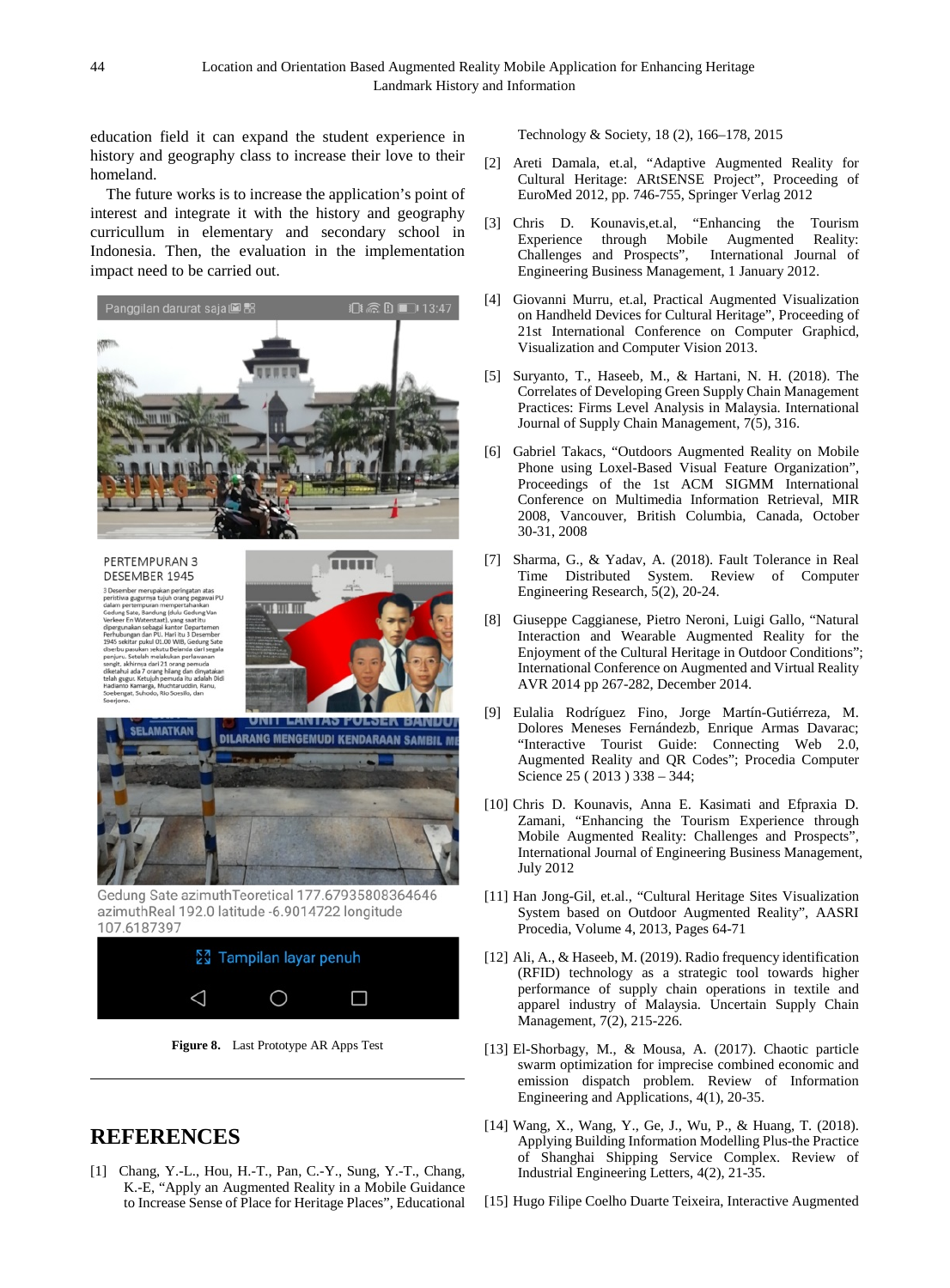education field it can expand the student experience in history and geography class to increase their love to their homeland.

The future works is to increase the application's point of interest and integrate it with the history and geography curricullum in elementary and secondary school in Indonesia. Then, the evaluation in the implementation impact need to be carried out.

**Figure 8.** Last Prototype AR Apps Test

## REFERENCES

[1] Chang, Y.-L., Hou, H.-T., Pan, C.-Y., Sung, Y.-T., Chang, K.-E, "Apply an Augmented Reality in a Mobile Guidance to Increase Sense of Place for Heritage Places", Educational Technology & Society, 18 (2), 166–178, 2015

[2] Areti Damala, et.al, "Adaptive Augmented Reality for Cultural Heritage: ARtSENSE Project", Proceeding of EuroMed 2012, pp. 746-755, Springer Verlag 2012

[3] Chris D. Kounavis,et.al, "Enhancing the Tourism Experience through Mobile Augmented Reality: Challenges and Prospects", International Journal of Engineering Business Management, 1 January 2012.

[4] Giovanni Murru, et.al, Practical Augmented Visualization on Handheld Devices for Cultural Heritage", Proceeding of 21st International Conference on Computer Graphicd, Visualization and Computer Vision 2013.

[5] Suryanto, T., Haseeb, M., & Hartani, N. H. (2018). The Correlates of Developing Green Supply Chain Management Practices: Firms Level Analysis in Malaysia. International Journal of Supply Chain Management, 7(5), 316.

[6] Gabriel Takacs, "Outdoors Augmented Reality on Mobile Phone using Loxel-Based Visual Feature Organization", Proceedings of the 1st ACM SIGMM International Conference on Multimedia Information Retrieval, MIR 2008, Vancouver, British Columbia, Canada, October 30-31, 2008

[7] Sharma, G., & Yadav, A. (2018). Fault Tolerance in Real Time Distributed System. Review of Computer Engineering Research, 5(2), 20-24.

[8] Giuseppe Caggianese, Pietro Neroni, Luigi Gallo, "Natural Interaction and Wearable Augmented Reality for the Enjoyment of the Cultural Heritage in Outdoor Conditions"; International Conference on Augmented and Virtual Reality AVR 2014 pp 267-282, December 2014.

[9] Eulalia Rodríguez Fino, Jorge Martín-Gutiérreza, M. Dolores Meneses Fernándezb, Enrique Armas Davarac; "Interactive Tourist Guide: Connecting Web 2.0, Augmented Reality and QR Codes"; Procedia Computer Science 25 ( 2013 ) 338 – 344;

[10] Chris D. Kounavis, Anna E. Kasimati and Efpraxia D. Zamani, "Enhancing the Tourism Experience through Mobile Augmented Reality: Challenges and Prospects", International Journal of Engineering Business Management, July 2012

[11] Han Jong-Gil, et.al., "Cultural Heritage Sites Visualization System based on Outdoor Augmented Reality", AASRI Procedia, Volume 4, 2013, Pages 64-71

[12] Ali, A., & Haseeb, M. (2019). Radio frequency identification (RFID) technology as a strategic tool towards higher performance of supply chain operations in textile and apparel industry of Malaysia. Uncertain Supply Chain Management, 7(2), 215-226.

[13] El-Shorbagy, M., & Mousa, A. (2017). Chaotic particle swarm optimization for imprecise combined economic and emission dispatch problem. Review of Information Engineering and Applications, 4(1), 20-35.

[14] Wang, X., Wang, Y., Ge, J., Wu, P., & Huang, T. (2018). Applying Building Information Modelling Plus-the Practice of Shanghai Shipping Service Complex. Review of Industrial Engineering Letters, 4(2), 21-35.

[15] Hugo Filipe Coelho Duarte Teixeira, Interactive Augmented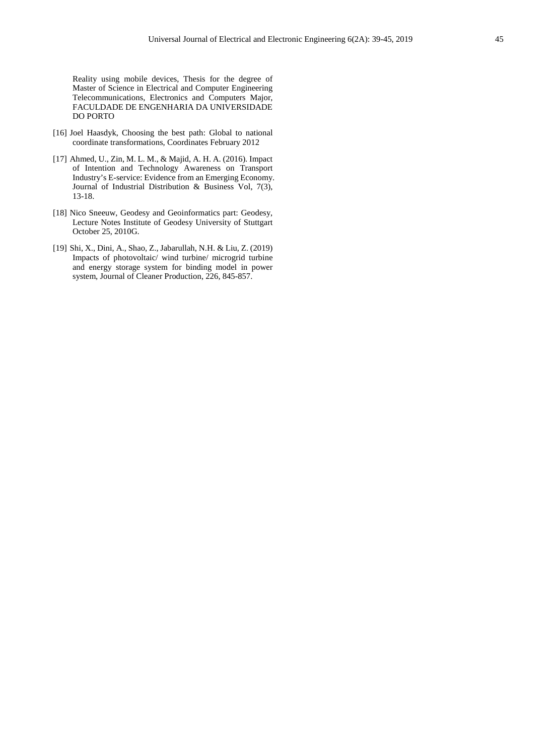Reality using mobile devices, Thesis for the degree of Master of Science in Electrical and Computer Engineering Telecommunications, Electronics and Computers Major, FACULDADE DE ENGENHARIA DA UNIVERSIDADE DO PORTO

[16] Joel Haasdyk, Choosing the best path: Global to national coordinate transformations, Coordinates February 2012

[17] Ahmed, U., Zin, M. L. M., & Majid, A. H. A. (2016). Impact of Intention and Technology Awareness on Transport Industry's E-service: Evidence from an Emerging Economy. Journal of Industrial Distribution & Business Vol, 7(3), 13-18.

[18] Nico Sneeuw, Geodesy and Geoinformatics part: Geodesy, Lecture Notes Institute of Geodesy University of Stuttgart October 25, 2010G.

[19] Shi, X., Dini, A., Shao, Z., Jabarullah, N.H. & Liu, Z. (2019) Impacts of photovoltaic/ wind turbine/ microgrid turbine and energy storage system for binding model in power system, Journal of Cleaner Production, 226, 845-857.